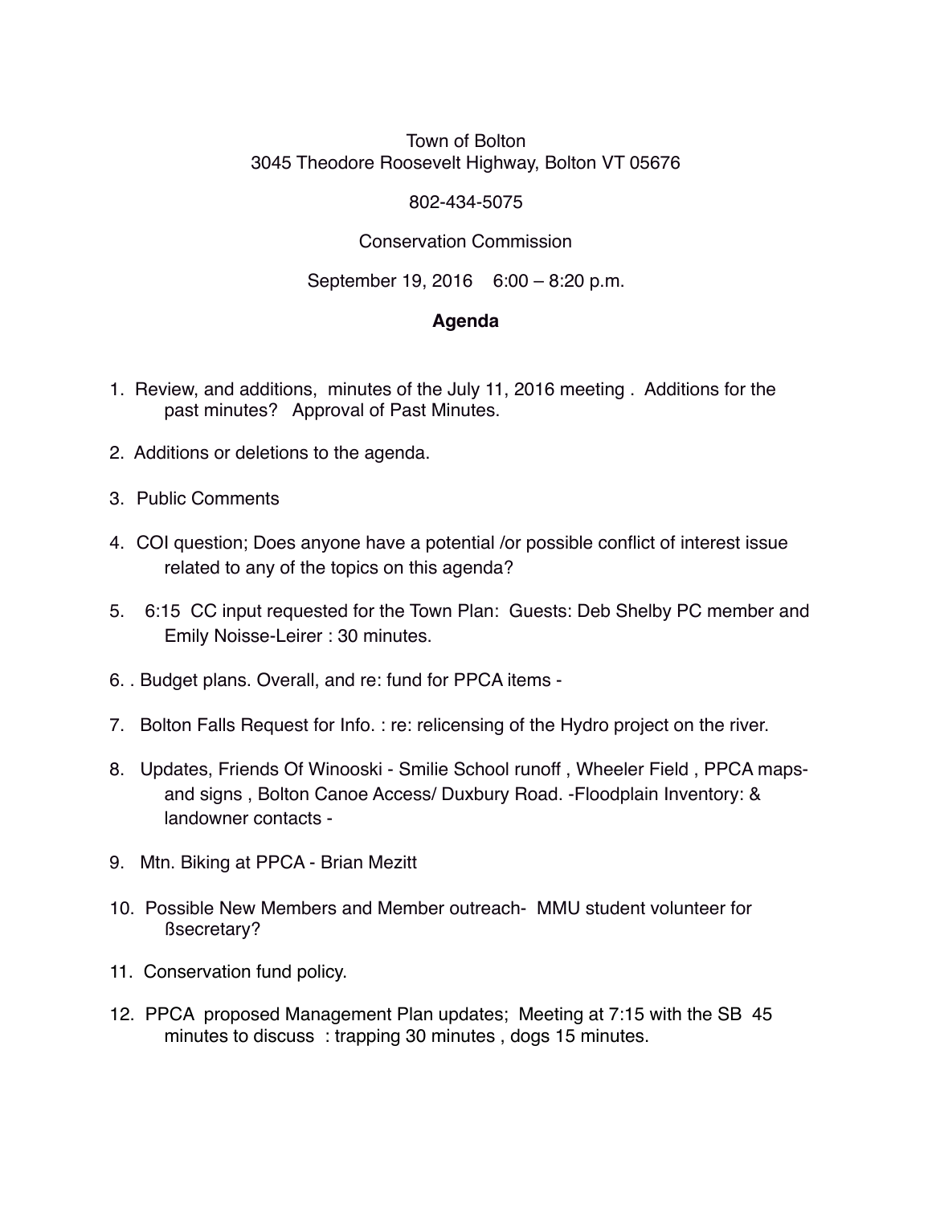Town of Bolton
3045 Theodore Roosevelt Highway, Bolton VT 05676

802-434-5075

Conservation Commission

September 19, 2016    6:00 – 8:20 p.m.

**Agenda**

1. Review, and additions,  minutes of the July 11, 2016 meeting .  Additions for the past minutes?   Approval of Past Minutes.
2. Additions or deletions to the agenda.
3. Public Comments
4. COI question; Does anyone have a potential /or possible conflict of interest issue related to any of the topics on this agenda?
5. 6:15  CC input requested for the Town Plan:  Guests: Deb Shelby PC member and Emily Noisse-Leirer : 30 minutes.
6. . Budget plans. Overall, and re: fund for PPCA items -
7. Bolton Falls Request for Info. : re: relicensing of the Hydro project on the river.
8. Updates, Friends Of Winooski - Smilie School runoff , Wheeler Field , PPCA maps- and signs , Bolton Canoe Access/ Duxbury Road. -Floodplain Inventory: & landowner contacts -
9. Mtn. Biking at PPCA - Brian Mezitt
10. Possible New Members and Member outreach-  MMU student volunteer for ßsecretary?
11. Conservation fund policy.
12. PPCA  proposed Management Plan updates;  Meeting at 7:15 with the SB  45 minutes to discuss  : trapping 30 minutes , dogs 15 minutes.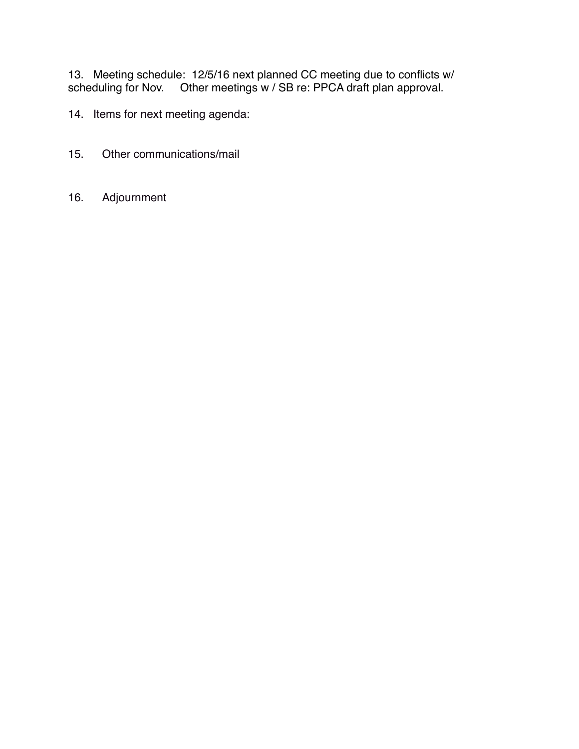13. Meeting schedule: 12/5/16 next planned CC meeting due to conflicts w/ scheduling for Nov. Other meetings w / SB re: PPCA draft plan approval.

14. Items for next meeting agenda:

15. Other communications/mail

16. Adjournment